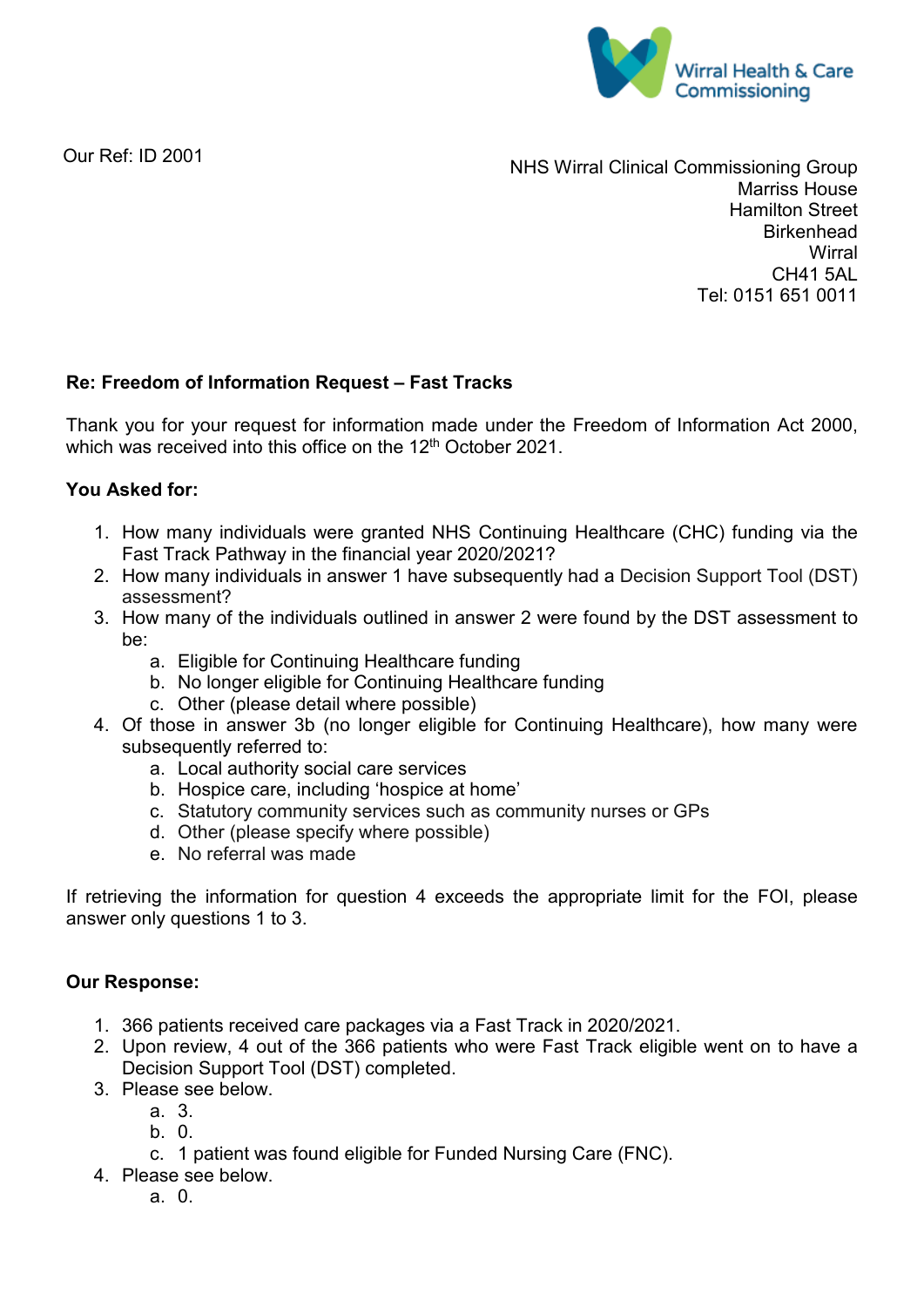Wirral Health & Care Commissioning

Our Ref: ID 2001

NHS Wirral Clinical Commissioning Group
Marriss House
Hamilton Street
Birkenhead
Wirral
CH41 5AL
Tel: 0151 651 0011

**Re: Freedom of Information Request – Fast Tracks**

Thank you for your request for information made under the Freedom of Information Act 2000, which was received into this office on the 12th October 2021.

**You Asked for:**

1. How many individuals were granted NHS Continuing Healthcare (CHC) funding via the Fast Track Pathway in the financial year 2020/2021?
2. How many individuals in answer 1 have subsequently had a Decision Support Tool (DST) assessment?
3. How many of the individuals outlined in answer 2 were found by the DST assessment to be:
   a. Eligible for Continuing Healthcare funding
   b. No longer eligible for Continuing Healthcare funding
   c. Other (please detail where possible)
4. Of those in answer 3b (no longer eligible for Continuing Healthcare), how many were subsequently referred to:
   a. Local authority social care services
   b. Hospice care, including 'hospice at home'
   c. Statutory community services such as community nurses or GPs
   d. Other (please specify where possible)
   e. No referral was made

If retrieving the information for question 4 exceeds the appropriate limit for the FOI, please answer only questions 1 to 3.

**Our Response:**

1. 366 patients received care packages via a Fast Track in 2020/2021.
2. Upon review, 4 out of the 366 patients who were Fast Track eligible went on to have a Decision Support Tool (DST) completed.
3. Please see below.
   a. 3.
   b. 0.
   c. 1 patient was found eligible for Funded Nursing Care (FNC).
4. Please see below.
   a. 0.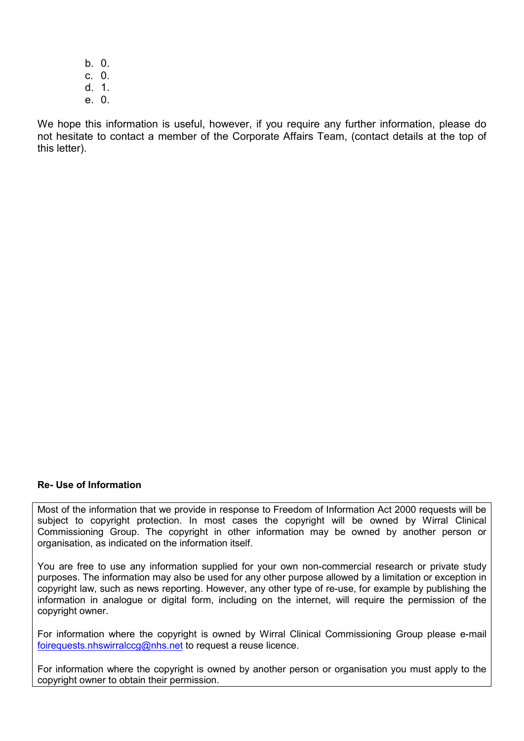b. 0.
c. 0.
d. 1.
e. 0.

We hope this information is useful, however, if you require any further information, please do not hesitate to contact a member of the Corporate Affairs Team, (contact details at the top of this letter).

**Re- Use of Information**

Most of the information that we provide in response to Freedom of Information Act 2000 requests will be subject to copyright protection. In most cases the copyright will be owned by Wirral Clinical Commissioning Group. The copyright in other information may be owned by another person or organisation, as indicated on the information itself.

You are free to use any information supplied for your own non-commercial research or private study purposes. The information may also be used for any other purpose allowed by a limitation or exception in copyright law, such as news reporting. However, any other type of re-use, for example by publishing the information in analogue or digital form, including on the internet, will require the permission of the copyright owner.

For information where the copyright is owned by Wirral Clinical Commissioning Group please e-mail foirequests.nhswirralccg@nhs.net to request a reuse licence.

For information where the copyright is owned by another person or organisation you must apply to the copyright owner to obtain their permission.